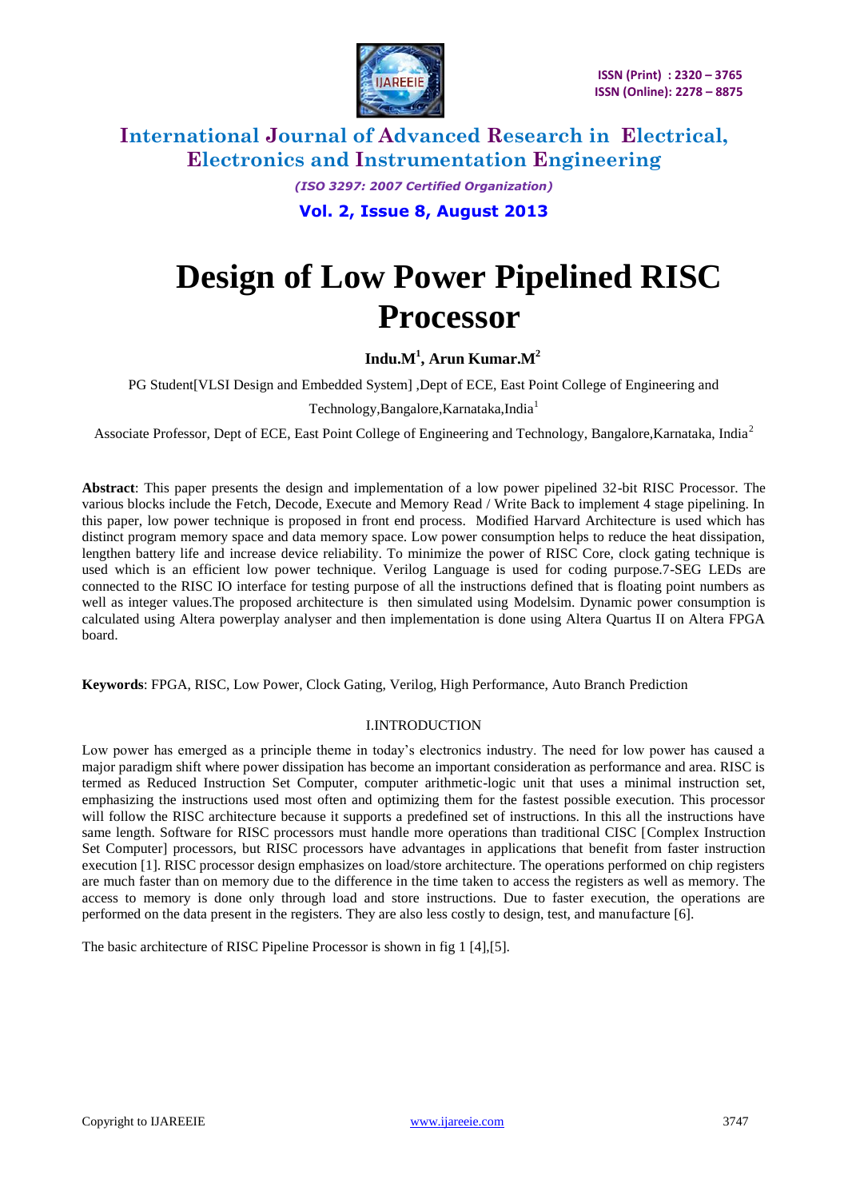// Design of Low Power Pipelined RISC Processor

# Design of Low Power Pipelined RISC Processor

**Indu.M[1], Arun Kumar.M[2]**

PG Student[VLSI Design and Embedded System] ,Dept of ECE, East Point College of Engineering and Technology,Bangalore,Karnataka,India[1]

Associate Professor, Dept of ECE, East Point College of Engineering and Technology, Bangalore,Karnataka, India[2]

**Abstract**: This paper presents the design and implementation of a low power pipelined 32-bit RISC Processor. The various blocks include the Fetch, Decode, Execute and Memory Read / Write Back to implement 4 stage pipelining. In this paper, low power technique is proposed in front end process. Modified Harvard Architecture is used which has distinct program memory space and data memory space. Low power consumption helps to reduce the heat dissipation, lengthen battery life and increase device reliability. To minimize the power of RISC Core, clock gating technique is used which is an efficient low power technique. Verilog Language is used for coding purpose.7-SEG LEDs are connected to the RISC IO interface for testing purpose of all the instructions defined that is floating point numbers as well as integer values.The proposed architecture is then simulated using Modelsim. Dynamic power consumption is calculated using Altera powerplay analyser and then implementation is done using Altera Quartus II on Altera FPGA board.

**Keywords**: FPGA, RISC, Low Power, Clock Gating, Verilog, High Performance, Auto Branch Prediction

## I.INTRODUCTION

Low power has emerged as a principle theme in today's electronics industry. The need for low power has caused a major paradigm shift where power dissipation has become an important consideration as performance and area. RISC is termed as Reduced Instruction Set Computer, computer arithmetic-logic unit that uses a minimal instruction set, emphasizing the instructions used most often and optimizing them for the fastest possible execution. This processor will follow the RISC architecture because it supports a predefined set of instructions. In this all the instructions have same length. Software for RISC processors must handle more operations than traditional CISC [Complex Instruction Set Computer] processors, but RISC processors have advantages in applications that benefit from faster instruction execution [1]. RISC processor design emphasizes on load/store architecture. The operations performed on chip registers are much faster than on memory due to the difference in the time taken to access the registers as well as memory. The access to memory is done only through load and store instructions. Due to faster execution, the operations are performed on the data present in the registers. They are also less costly to design, test, and manufacture [6].

The basic architecture of RISC Pipeline Processor is shown in fig 1 [4],[5].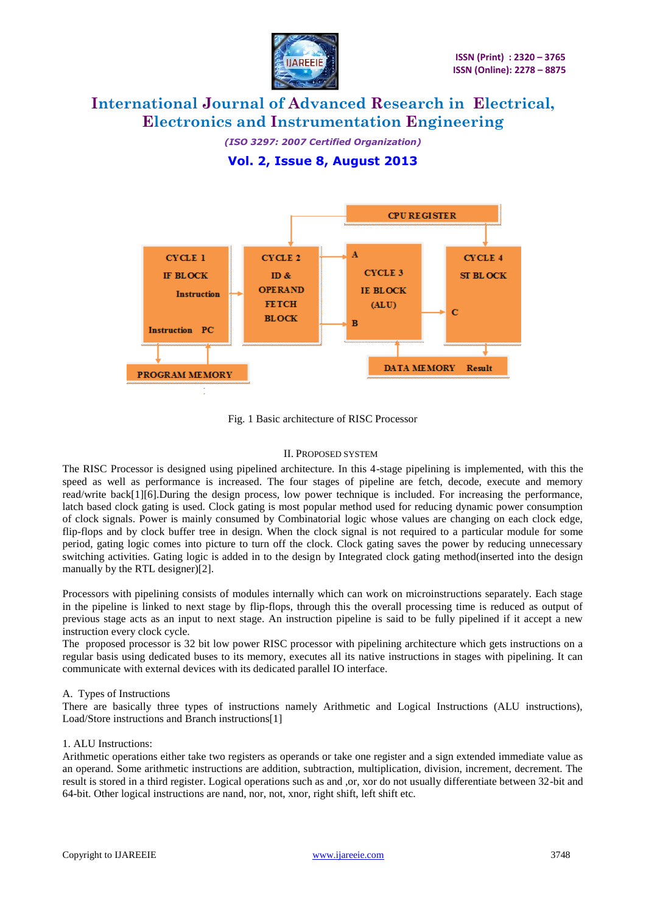Fig. 1 Basic architecture of RISC Processor

## II. PROPOSED SYSTEM

The RISC Processor is designed using pipelined architecture. In this 4-stage pipelining is implemented, with this the speed as well as performance is increased. The four stages of pipeline are fetch, decode, execute and memory read/write back[1][6].During the design process, low power technique is included. For increasing the performance, latch based clock gating is used. Clock gating is most popular method used for reducing dynamic power consumption of clock signals. Power is mainly consumed by Combinatorial logic whose values are changing on each clock edge, flip-flops and by clock buffer tree in design. When the clock signal is not required to a particular module for some period, gating logic comes into picture to turn off the clock. Clock gating saves the power by reducing unnecessary switching activities. Gating logic is added in to the design by Integrated clock gating method(inserted into the design manually by the RTL designer)[2].

Processors with pipelining consists of modules internally which can work on microinstructions separately. Each stage in the pipeline is linked to next stage by flip-flops, through this the overall processing time is reduced as output of previous stage acts as an input to next stage. An instruction pipeline is said to be fully pipelined if it accept a new instruction every clock cycle.

The proposed processor is 32 bit low power RISC processor with pipelining architecture which gets instructions on a regular basis using dedicated buses to its memory, executes all its native instructions in stages with pipelining. It can communicate with external devices with its dedicated parallel IO interface.

### A. Types of Instructions

There are basically three types of instructions namely Arithmetic and Logical Instructions (ALU instructions), Load/Store instructions and Branch instructions[1]

#### 1. ALU Instructions:

Arithmetic operations either take two registers as operands or take one register and a sign extended immediate value as an operand. Some arithmetic instructions are addition, subtraction, multiplication, division, increment, decrement. The result is stored in a third register. Logical operations such as and ,or, xor do not usually differentiate between 32-bit and 64-bit. Other logical instructions are nand, nor, not, xnor, right shift, left shift etc.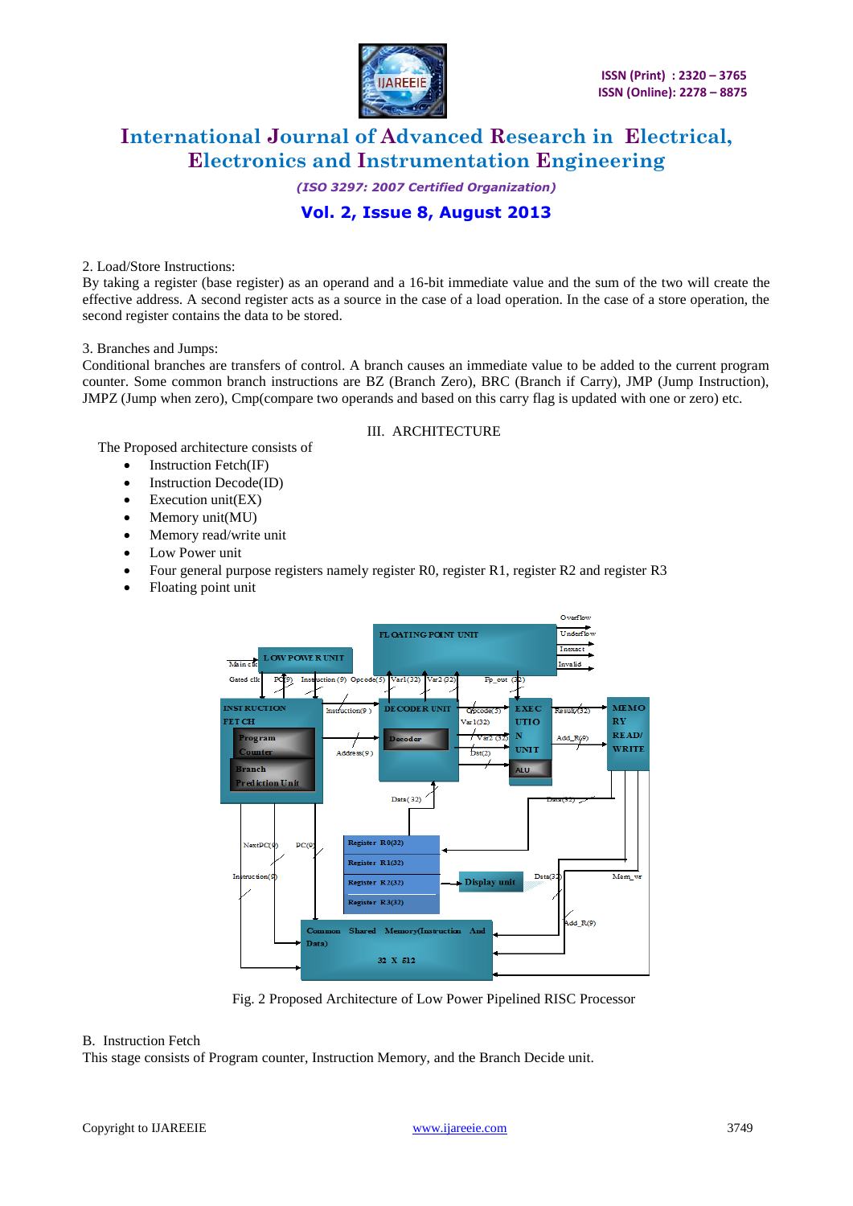2. Load/Store Instructions:
By taking a register (base register) as an operand and a 16-bit immediate value and the sum of the two will create the effective address. A second register acts as a source in the case of a load operation. In the case of a store operation, the second register contains the data to be stored.

3. Branches and Jumps:
Conditional branches are transfers of control. A branch causes an immediate value to be added to the current program counter. Some common branch instructions are BZ (Branch Zero), BRC (Branch if Carry), JMP (Jump Instruction), JMPZ (Jump when zero), Cmp(compare two operands and based on this carry flag is updated with one or zero) etc.

## III. ARCHITECTURE

The Proposed architecture consists of

- Instruction Fetch(IF)
- Instruction Decode(ID)
- Execution unit(EX)
- Memory unit(MU)
- Memory read/write unit
- Low Power unit
- Four general purpose registers namely register R0, register R1, register R2 and register R3
- Floating point unit

Fig. 2 Proposed Architecture of Low Power Pipelined RISC Processor

### B. Instruction Fetch

This stage consists of Program counter, Instruction Memory, and the Branch Decide unit.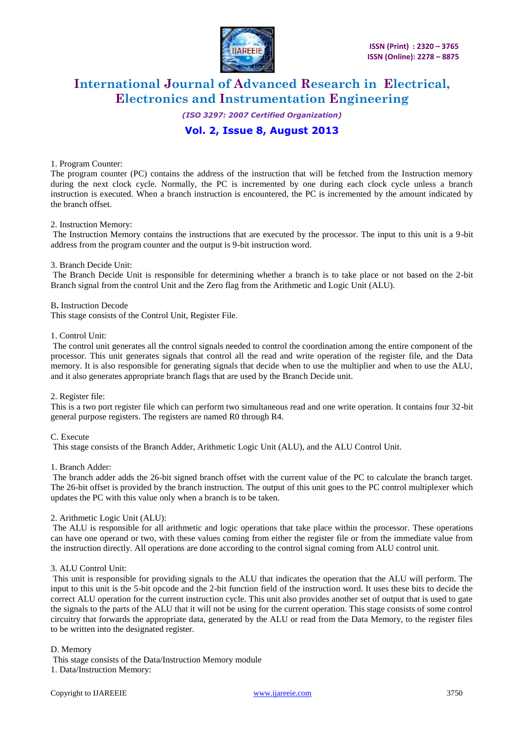1. Program Counter:

The program counter (PC) contains the address of the instruction that will be fetched from the Instruction memory during the next clock cycle. Normally, the PC is incremented by one during each clock cycle unless a branch instruction is executed. When a branch instruction is encountered, the PC is incremented by the amount indicated by the branch offset.

2. Instruction Memory:

The Instruction Memory contains the instructions that are executed by the processor. The input to this unit is a 9-bit address from the program counter and the output is 9-bit instruction word.

3. Branch Decide Unit:

The Branch Decide Unit is responsible for determining whether a branch is to take place or not based on the 2-bit Branch signal from the control Unit and the Zero flag from the Arithmetic and Logic Unit (ALU).

B**.** Instruction Decode

This stage consists of the Control Unit, Register File.

1. Control Unit:

The control unit generates all the control signals needed to control the coordination among the entire component of the processor. This unit generates signals that control all the read and write operation of the register file, and the Data memory. It is also responsible for generating signals that decide when to use the multiplier and when to use the ALU, and it also generates appropriate branch flags that are used by the Branch Decide unit.

2. Register file:

This is a two port register file which can perform two simultaneous read and one write operation. It contains four 32-bit general purpose registers. The registers are named R0 through R4.

C. Execute

This stage consists of the Branch Adder, Arithmetic Logic Unit (ALU), and the ALU Control Unit.

1. Branch Adder:

The branch adder adds the 26-bit signed branch offset with the current value of the PC to calculate the branch target. The 26-bit offset is provided by the branch instruction. The output of this unit goes to the PC control multiplexer which updates the PC with this value only when a branch is to be taken.

2. Arithmetic Logic Unit (ALU):

The ALU is responsible for all arithmetic and logic operations that take place within the processor. These operations can have one operand or two, with these values coming from either the register file or from the immediate value from the instruction directly. All operations are done according to the control signal coming from ALU control unit.

3. ALU Control Unit:

This unit is responsible for providing signals to the ALU that indicates the operation that the ALU will perform. The input to this unit is the 5-bit opcode and the 2-bit function field of the instruction word. It uses these bits to decide the correct ALU operation for the current instruction cycle. This unit also provides another set of output that is used to gate the signals to the parts of the ALU that it will not be using for the current operation. This stage consists of some control circuitry that forwards the appropriate data, generated by the ALU or read from the Data Memory, to the register files to be written into the designated register.

D. Memory

This stage consists of the Data/Instruction Memory module

1. Data/Instruction Memory: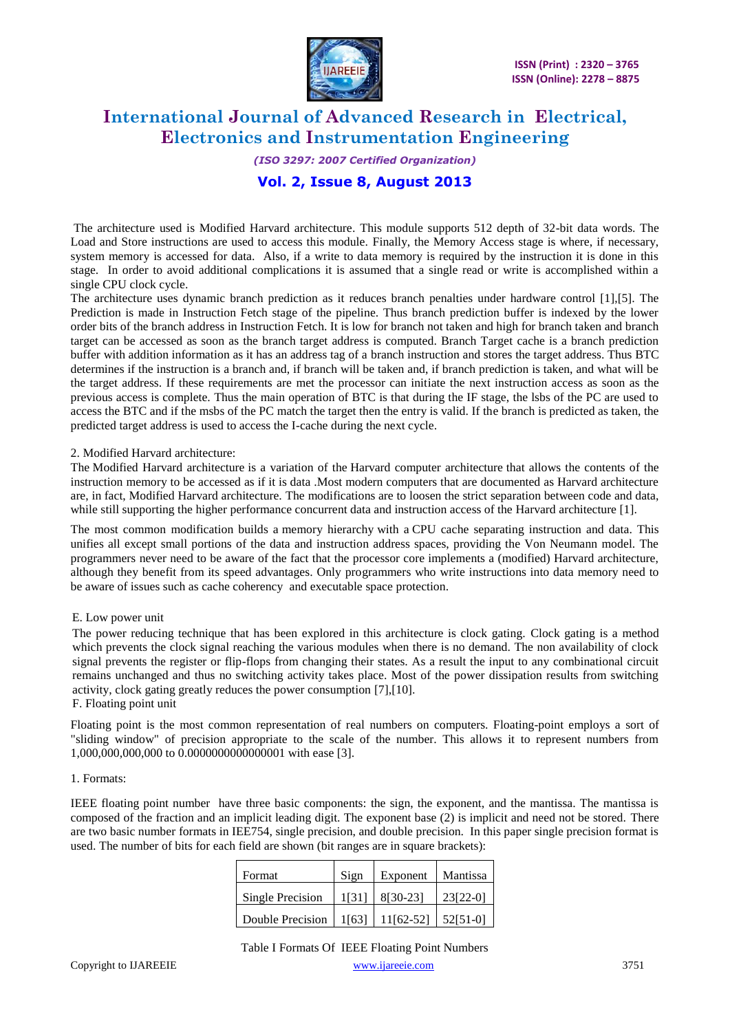The architecture used is Modified Harvard architecture. This module supports 512 depth of 32-bit data words. The Load and Store instructions are used to access this module. Finally, the Memory Access stage is where, if necessary, system memory is accessed for data. Also, if a write to data memory is required by the instruction it is done in this stage. In order to avoid additional complications it is assumed that a single read or write is accomplished within a single CPU clock cycle.

The architecture uses dynamic branch prediction as it reduces branch penalties under hardware control [1],[5]. The Prediction is made in Instruction Fetch stage of the pipeline. Thus branch prediction buffer is indexed by the lower order bits of the branch address in Instruction Fetch. It is low for branch not taken and high for branch taken and branch target can be accessed as soon as the branch target address is computed. Branch Target cache is a branch prediction buffer with addition information as it has an address tag of a branch instruction and stores the target address. Thus BTC determines if the instruction is a branch and, if branch will be taken and, if branch prediction is taken, and what will be the target address. If these requirements are met the processor can initiate the next instruction access as soon as the previous access is complete. Thus the main operation of BTC is that during the IF stage, the lsbs of the PC are used to access the BTC and if the msbs of the PC match the target then the entry is valid. If the branch is predicted as taken, the predicted target address is used to access the I-cache during the next cycle.

2. Modified Harvard architecture:

The Modified Harvard architecture is a variation of the Harvard computer architecture that allows the contents of the instruction memory to be accessed as if it is data .Most modern computers that are documented as Harvard architecture are, in fact, Modified Harvard architecture. The modifications are to loosen the strict separation between code and data, while still supporting the higher performance concurrent data and instruction access of the Harvard architecture [1].

The most common modification builds a memory hierarchy with a CPU cache separating instruction and data. This unifies all except small portions of the data and instruction address spaces, providing the Von Neumann model. The programmers never need to be aware of the fact that the processor core implements a (modified) Harvard architecture, although they benefit from its speed advantages. Only programmers who write instructions into data memory need to be aware of issues such as cache coherency and executable space protection.

E. Low power unit

The power reducing technique that has been explored in this architecture is clock gating. Clock gating is a method which prevents the clock signal reaching the various modules when there is no demand. The non availability of clock signal prevents the register or flip-flops from changing their states. As a result the input to any combinational circuit remains unchanged and thus no switching activity takes place. Most of the power dissipation results from switching activity, clock gating greatly reduces the power consumption [7],[10].

F. Floating point unit

Floating point is the most common representation of real numbers on computers. Floating-point employs a sort of "sliding window" of precision appropriate to the scale of the number. This allows it to represent numbers from 1,000,000,000,000 to 0.0000000000000001 with ease [3].

1. Formats:

IEEE floating point number have three basic components: the sign, the exponent, and the mantissa. The mantissa is composed of the fraction and an implicit leading digit. The exponent base (2) is implicit and need not be stored. There are two basic number formats in IEE754, single precision, and double precision. In this paper single precision format is used. The number of bits for each field are shown (bit ranges are in square brackets):

| Format | Sign | Exponent | Mantissa |
|---|---|---|---|
| Single Precision | 1[31] | 8[30-23] | 23[22-0] |
| Double Precision | 1[63] | 11[62-52] | 52[51-0] |

Table I Formats Of IEEE Floating Point Numbers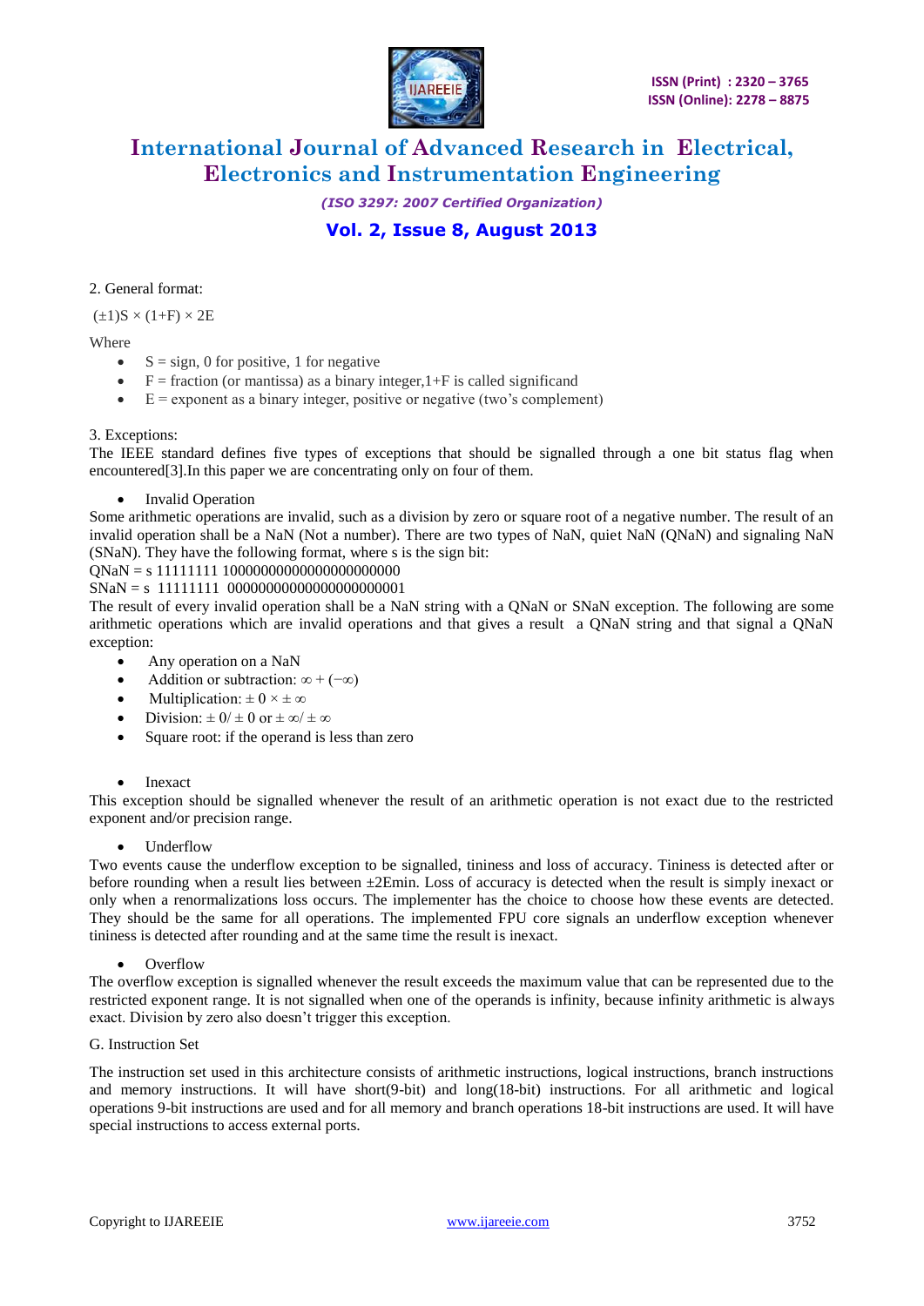2. General format:

$(\pm 1)S \times (1+F) \times 2E$

Where

- S = sign, 0 for positive, 1 for negative
- F = fraction (or mantissa) as a binary integer,1+F is called significand
- E = exponent as a binary integer, positive or negative (two's complement)

3. Exceptions:

The IEEE standard defines five types of exceptions that should be signalled through a one bit status flag when encountered[3].In this paper we are concentrating only on four of them.

- Invalid Operation

Some arithmetic operations are invalid, such as a division by zero or square root of a negative number. The result of an invalid operation shall be a NaN (Not a number). There are two types of NaN, quiet NaN (QNaN) and signaling NaN (SNaN). They have the following format, where s is the sign bit:

QNaN = s 11111111 10000000000000000000000

SNaN = s 11111111 00000000000000000000001

The result of every invalid operation shall be a NaN string with a QNaN or SNaN exception. The following are some arithmetic operations which are invalid operations and that gives a result a QNaN string and that signal a QNaN exception:

- Any operation on a NaN
- Addition or subtraction: $\infty + (-\infty)$
- Multiplication: $\pm 0 \times \pm \infty$
- Division: $\pm 0 / \pm 0$ or $\pm \infty / \pm \infty$
- Square root: if the operand is less than zero

- Inexact

This exception should be signalled whenever the result of an arithmetic operation is not exact due to the restricted exponent and/or precision range.

- Underflow

Two events cause the underflow exception to be signalled, tininess and loss of accuracy. Tininess is detected after or before rounding when a result lies between ±2Emin. Loss of accuracy is detected when the result is simply inexact or only when a renormalizations loss occurs. The implementer has the choice to choose how these events are detected. They should be the same for all operations. The implemented FPU core signals an underflow exception whenever tininess is detected after rounding and at the same time the result is inexact.

- Overflow

The overflow exception is signalled whenever the result exceeds the maximum value that can be represented due to the restricted exponent range. It is not signalled when one of the operands is infinity, because infinity arithmetic is always exact. Division by zero also doesn't trigger this exception.

G. Instruction Set

The instruction set used in this architecture consists of arithmetic instructions, logical instructions, branch instructions and memory instructions. It will have short(9-bit) and long(18-bit) instructions. For all arithmetic and logical operations 9-bit instructions are used and for all memory and branch operations 18-bit instructions are used. It will have special instructions to access external ports.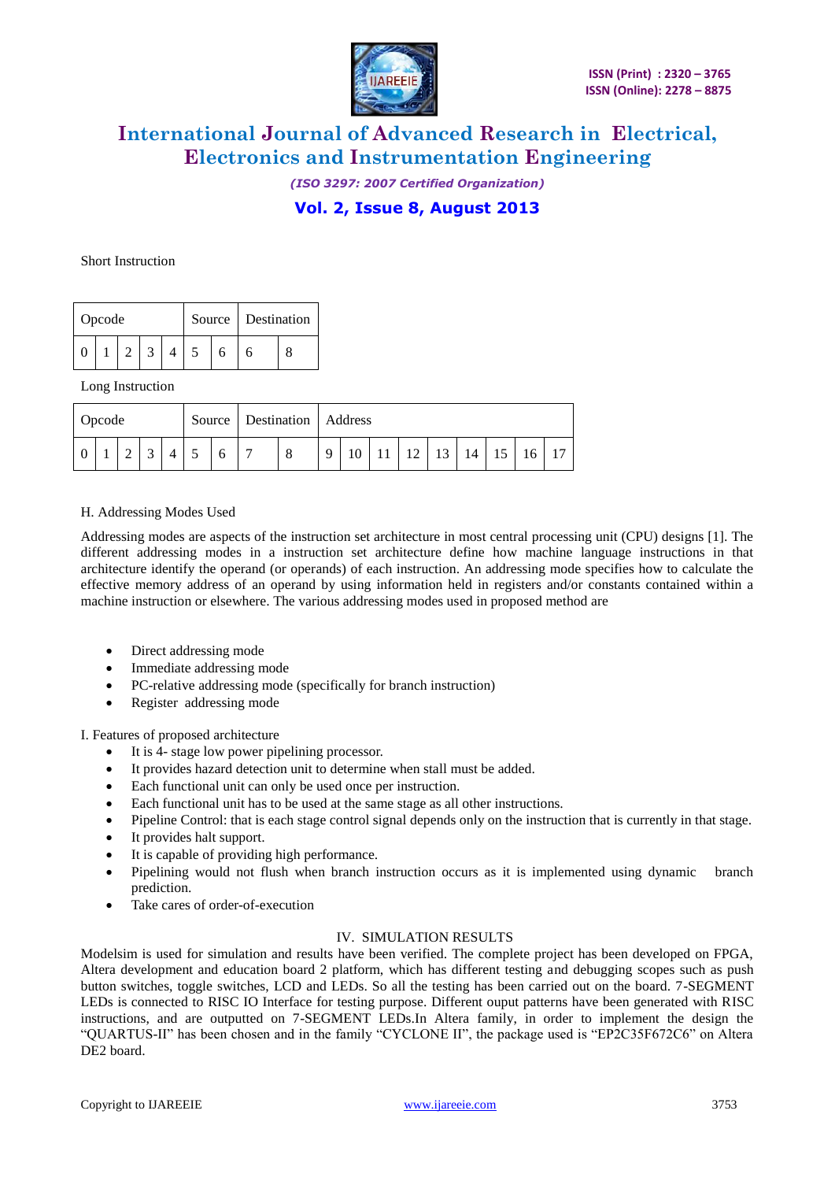Short Instruction

| Opcode | | | | | Source | | Destination | |
|---|---|---|---|---|---|---|---|---|
| 0 | 1 | 2 | 3 | 4 | 5 | 6 | 6 | 8 |

Long Instruction

| Opcode | | | | | Source | | Destination | | Address | | | | | | | | |
|---|---|---|---|---|---|---|---|---|---|---|---|---|---|---|---|---|---|
| 0 | 1 | 2 | 3 | 4 | 5 | 6 | 7 | 8 | 9 | 10 | 11 | 12 | 13 | 14 | 15 | 16 | 17 |

H. Addressing Modes Used

Addressing modes are aspects of the instruction set architecture in most central processing unit (CPU) designs [1]. The different addressing modes in a instruction set architecture define how machine language instructions in that architecture identify the operand (or operands) of each instruction. An addressing mode specifies how to calculate the effective memory address of an operand by using information held in registers and/or constants contained within a machine instruction or elsewhere. The various addressing modes used in proposed method are

- Direct addressing mode
- Immediate addressing mode
- PC-relative addressing mode (specifically for branch instruction)
- Register addressing mode

I. Features of proposed architecture

- It is 4- stage low power pipelining processor.
- It provides hazard detection unit to determine when stall must be added.
- Each functional unit can only be used once per instruction.
- Each functional unit has to be used at the same stage as all other instructions.
- Pipeline Control: that is each stage control signal depends only on the instruction that is currently in that stage.
- It provides halt support.
- It is capable of providing high performance.
- Pipelining would not flush when branch instruction occurs as it is implemented using dynamic branch prediction.
- Take cares of order-of-execution

## IV. SIMULATION RESULTS

Modelsim is used for simulation and results have been verified. The complete project has been developed on FPGA, Altera development and education board 2 platform, which has different testing and debugging scopes such as push button switches, toggle switches, LCD and LEDs. So all the testing has been carried out on the board. 7-SEGMENT LEDs is connected to RISC IO Interface for testing purpose. Different ouput patterns have been generated with RISC instructions, and are outputted on 7-SEGMENT LEDs.In Altera family, in order to implement the design the "QUARTUS-II" has been chosen and in the family "CYCLONE II", the package used is "EP2C35F672C6" on Altera DE2 board.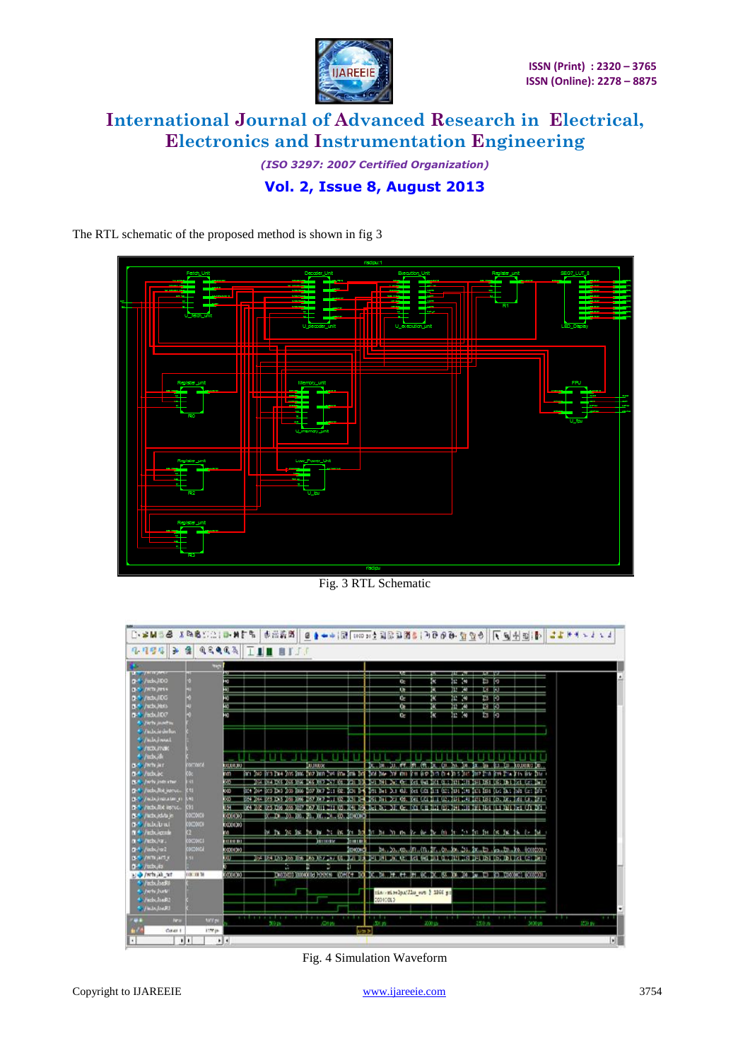The RTL schematic of the proposed method is shown in fig 3

Fig. 3 RTL Schematic

Fig. 4 Simulation Waveform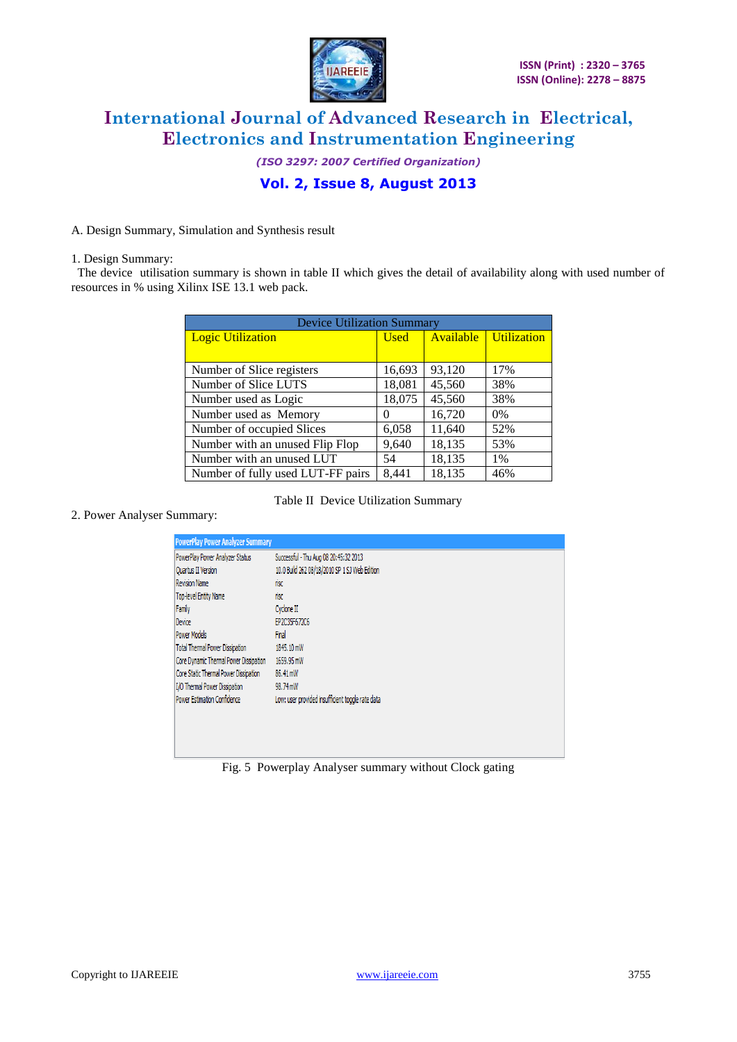A. Design Summary, Simulation and Synthesis result

1. Design Summary:

The device utilisation summary is shown in table II which gives the detail of availability along with used number of resources in % using Xilinx ISE 13.1 web pack.

| Device Utilization Summary | | | |
|---|---|---|---|
| Logic Utilization | Used | Available | Utilization |
| Number of Slice registers | 16,693 | 93,120 | 17% |
| Number of Slice LUTS | 18,081 | 45,560 | 38% |
| Number used as Logic | 18,075 | 45,560 | 38% |
| Number used as Memory | 0 | 16,720 | 0% |
| Number of occupied Slices | 6,058 | 11,640 | 52% |
| Number with an unused Flip Flop | 9,640 | 18,135 | 53% |
| Number with an unused LUT | 54 | 18,135 | 1% |
| Number of fully used LUT-FF pairs | 8,441 | 18,135 | 46% |

Table II Device Utilization Summary

2. Power Analyser Summary:

| PowerPlay Power Analyzer Summary | |
|---|---|
| PowerPlay Power Analyzer Status | Successful - Thu Aug 08 20:45:32 2013 |
| Quartus II Version | 10.0 Build 262 08/18/2010 SP 1 SJ Web Edition |
| Revision Name | risc |
| Top-level Entity Name | risc |
| Family | Cyclone II |
| Device | EP2C35F672C6 |
| Power Models | Final |
| Total Thermal Power Dissipation | 1845.10 mW |
| Core Dynamic Thermal Power Dissipation | 1659.95 mW |
| Core Static Thermal Power Dissipation | 86.41 mW |
| I/O Thermal Power Dissipation | 98.74 mW |
| Power Estimation Confidence | Low: user provided insufficient toggle rate data |

Fig. 5 Powerplay Analyser summary without Clock gating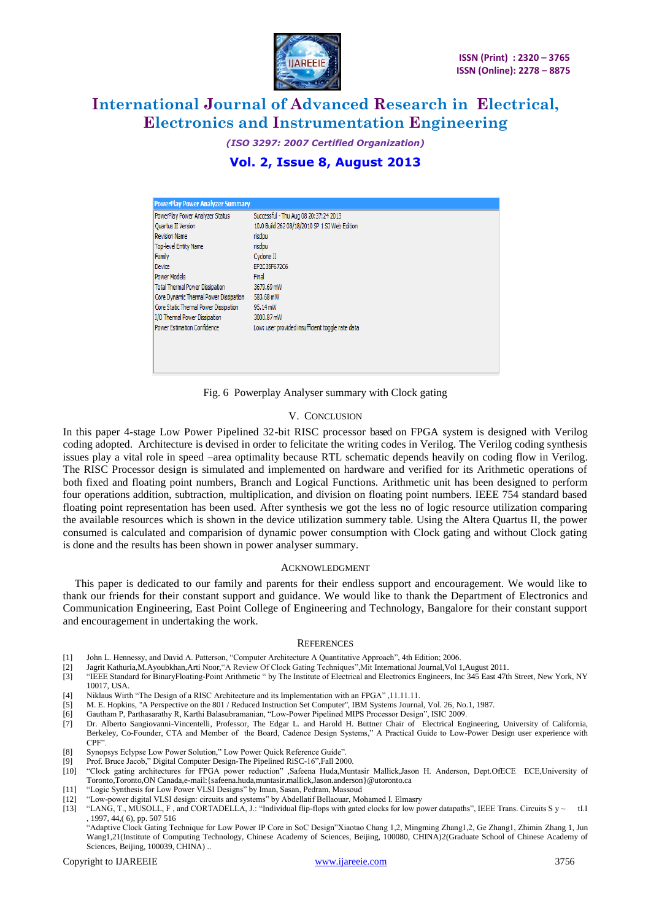| PowerPlay Power Analyzer Summary | |
|---|---|
| PowerPlay Power Analyzer Status | Successful - Thu Aug 08 20:37:24 2013 |
| Quartus II Version | 10.0 Build 262 08/18/2010 SP 1 SJ Web Edition |
| Revision Name | riscpu |
| Top-level Entity Name | riscpu |
| Family | Cyclone II |
| Device | EP2C35F672C6 |
| Power Models | Final |
| Total Thermal Power Dissipation | 3679.69 mW |
| Core Dynamic Thermal Power Dissipation | 583.68 mW |
| Core Static Thermal Power Dissipation | 95.14 mW |
| I/O Thermal Power Dissipation | 3000.87 mW |
| Power Estimation Confidence | Low: user provided insufficient toggle rate data |

Fig. 6 Powerplay Analyser summary with Clock gating

## V. CONCLUSION

In this paper 4-stage Low Power Pipelined 32-bit RISC processor based on FPGA system is designed with Verilog coding adopted. Architecture is devised in order to felicitate the writing codes in Verilog. The Verilog coding synthesis issues play a vital role in speed –area optimality because RTL schematic depends heavily on coding flow in Verilog. The RISC Processor design is simulated and implemented on hardware and verified for its Arithmetic operations of both fixed and floating point numbers, Branch and Logical Functions. Arithmetic unit has been designed to perform four operations addition, subtraction, multiplication, and division on floating point numbers. IEEE 754 standard based floating point representation has been used. After synthesis we got the less no of logic resource utilization comparing the available resources which is shown in the device utilization summery table. Using the Altera Quartus II, the power consumed is calculated and comparision of dynamic power consumption with Clock gating and without Clock gating is done and the results has been shown in power analyser summary.

## ACKNOWLEDGMENT

This paper is dedicated to our family and parents for their endless support and encouragement. We would like to thank our friends for their constant support and guidance. We would like to thank the Department of Electronics and Communication Engineering, East Point College of Engineering and Technology, Bangalore for their constant support and encouragement in undertaking the work.

## REFERENCES

[1] John L. Hennessy, and David A. Patterson, "Computer Architecture A Quantitative Approach", 4th Edition; 2006.

[2] Jagrit Kathuria,M.Ayoubkhan,Arti Noor,"A Review Of Clock Gating Techniques",Mit International Journal,Vol 1,August 2011.

[3] "IEEE Standard for BinaryFloating-Point Arithmetic " by The Institute of Electrical and Electronics Engineers, Inc 345 East 47th Street, New York, NY 10017, USA.

[4] Niklaus Wirth "The Design of a RISC Architecture and its Implementation with an FPGA" ,11.11.11.

[5] M. E. Hopkins, "A Perspective on the 801 / Reduced Instruction Set Computer", IBM Systems Journal, Vol. 26, No.1, 1987.

[6] Gautham P, Parthasarathy R, Karthi Balasubramanian, "Low-Power Pipelined MIPS Processor Design", ISIC 2009.

[7] Dr. Alberto Sangiovanni-Vincentelli, Professor, The Edgar L. and Harold H. Buttner Chair of Electrical Engineering, University of California, Berkeley, Co-Founder, CTA and Member of the Board, Cadence Design Systems," A Practical Guide to Low-Power Design user experience with CPF".

[8] Synopsys Eclypse Low Power Solution," Low Power Quick Reference Guide".

[9] Prof. Bruce Jacob," Digital Computer Design-The Pipelined RiSC-16",Fall 2000.

[10] "Clock gating architectures for FPGA power reduction" ,Safeena Huda,Muntasir Mallick,Jason H. Anderson, Dept.OfECE ECE,University of Toronto,Toronto,ON Canada,e-mail:{safeena.huda,muntasir.mallick,Jason.anderson}@utoronto.ca

[11] "Logic Synthesis for Low Power VLSI Designs" by Iman, Sasan, Pedram, Massoud

[12] "Low-power digital VLSI design: circuits and systems" by Abdellatif Bellaouar, Mohamed I. Elmasry

[13] "LANG, T., MUSOLL, F , and CORTADELLA, J.: "Individual flip-flops with gated clocks for low power datapaths", IEEE Trans. Circuits S y ~ tI.I , 1997, 44,( 6), pp. 507 516

"Adaptive Clock Gating Technique for Low Power IP Core in SoC Design"Xiaotao Chang 1,2, Mingming Zhang1,2, Ge Zhang1, Zhimin Zhang 1, Jun Wang1,21(Institute of Computing Technology, Chinese Academy of Sciences, Beijing, 100080, CHINA)2(Graduate School of Chinese Academy of Sciences, Beijing, 100039, CHINA) ..